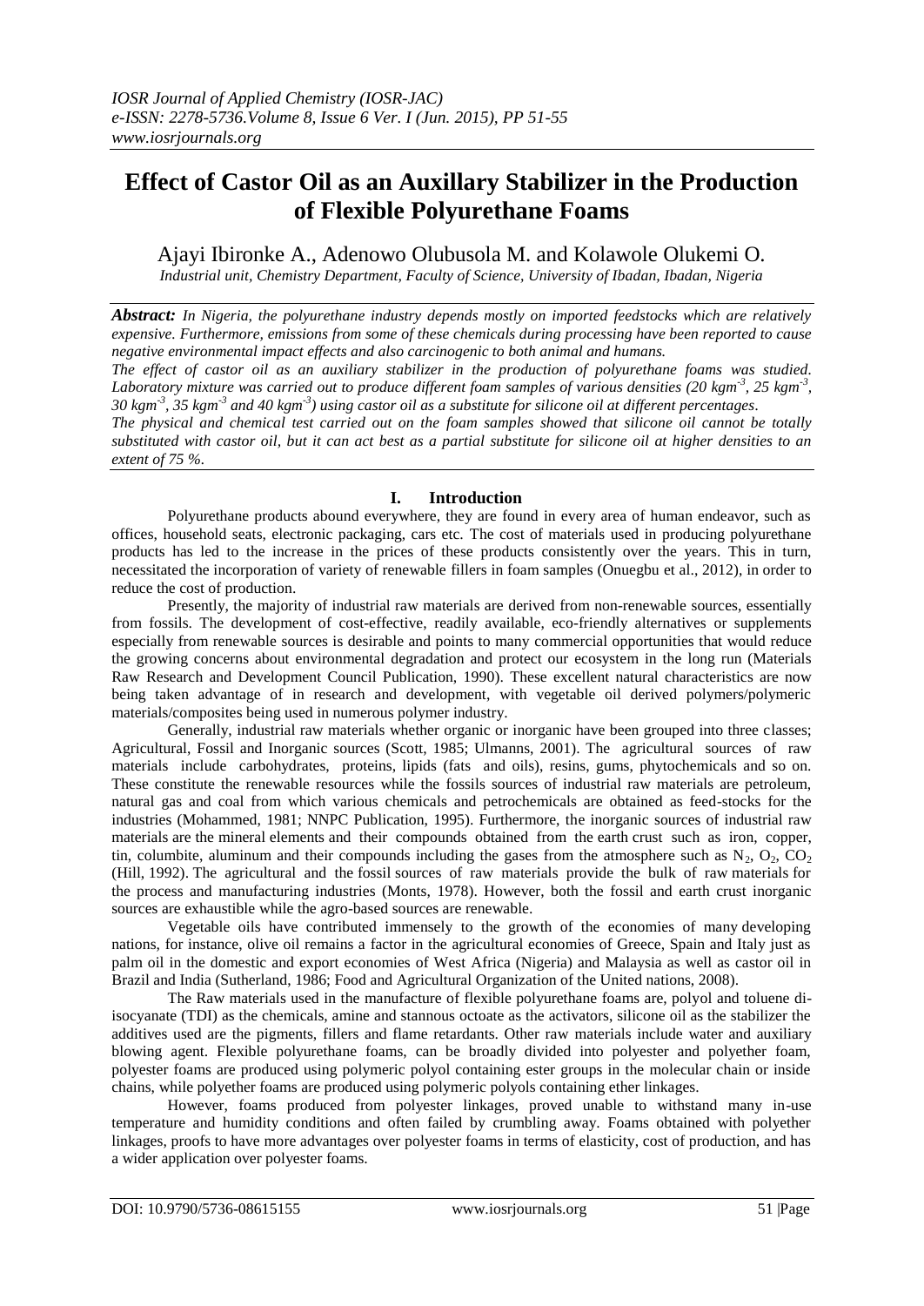# Effect of Castor Oil as an Auxillary Stabilizer in the Production of Flexible Polyurethane Foams

Ajayi Ibironke A., Adenowo Olubusola M. and Kolawole Olukemi O.

*Industrial unit, Chemistry Department, Faculty of Science, University of Ibadan, Ibadan, Nigeria*

***Abstract:*** *In Nigeria, the polyurethane industry depends mostly on imported feedstocks which are relatively expensive. Furthermore, emissions from some of these chemicals during processing have been reported to cause negative environmental impact effects and also carcinogenic to both animal and humans.*

*The effect of castor oil as an auxiliary stabilizer in the production of polyurethane foams was studied. Laboratory mixture was carried out to produce different foam samples of various densities (20 kgm$^{-3}$, 25 kgm$^{-3}$, 30 kgm$^{-3}$, 35 kgm$^{-3}$ and 40 kgm$^{-3}$) using castor oil as a substitute for silicone oil at different percentages.*

*The physical and chemical test carried out on the foam samples showed that silicone oil cannot be totally substituted with castor oil, but it can act best as a partial substitute for silicone oil at higher densities to an extent of 75 %.*

## I. Introduction

Polyurethane products abound everywhere, they are found in every area of human endeavor, such as offices, household seats, electronic packaging, cars etc. The cost of materials used in producing polyurethane products has led to the increase in the prices of these products consistently over the years. This in turn, necessitated the incorporation of variety of renewable fillers in foam samples (Onuegbu et al., 2012), in order to reduce the cost of production.

Presently, the majority of industrial raw materials are derived from non-renewable sources, essentially from fossils. The development of cost-effective, readily available, eco-friendly alternatives or supplements especially from renewable sources is desirable and points to many commercial opportunities that would reduce the growing concerns about environmental degradation and protect our ecosystem in the long run (Materials Raw Research and Development Council Publication, 1990). These excellent natural characteristics are now being taken advantage of in research and development, with vegetable oil derived polymers/polymeric materials/composites being used in numerous polymer industry.

Generally, industrial raw materials whether organic or inorganic have been grouped into three classes; Agricultural, Fossil and Inorganic sources (Scott, 1985; Ulmanns, 2001). The agricultural sources of raw materials include carbohydrates, proteins, lipids (fats and oils), resins, gums, phytochemicals and so on. These constitute the renewable resources while the fossils sources of industrial raw materials are petroleum, natural gas and coal from which various chemicals and petrochemicals are obtained as feed-stocks for the industries (Mohammed, 1981; NNPC Publication, 1995). Furthermore, the inorganic sources of industrial raw materials are the mineral elements and their compounds obtained from the earth crust such as iron, copper, tin, columbite, aluminum and their compounds including the gases from the atmosphere such as $N_2$, $O_2$, $CO_2$ (Hill, 1992). The agricultural and the fossil sources of raw materials provide the bulk of raw materials for the process and manufacturing industries (Monts, 1978). However, both the fossil and earth crust inorganic sources are exhaustible while the agro-based sources are renewable.

Vegetable oils have contributed immensely to the growth of the economies of many developing nations, for instance, olive oil remains a factor in the agricultural economies of Greece, Spain and Italy just as palm oil in the domestic and export economies of West Africa (Nigeria) and Malaysia as well as castor oil in Brazil and India (Sutherland, 1986; Food and Agricultural Organization of the United nations, 2008).

The Raw materials used in the manufacture of flexible polyurethane foams are, polyol and toluene di-isocyanate (TDI) as the chemicals, amine and stannous octoate as the activators, silicone oil as the stabilizer the additives used are the pigments, fillers and flame retardants. Other raw materials include water and auxiliary blowing agent. Flexible polyurethane foams, can be broadly divided into polyester and polyether foam, polyester foams are produced using polymeric polyol containing ester groups in the molecular chain or inside chains, while polyether foams are produced using polymeric polyols containing ether linkages.

However, foams produced from polyester linkages, proved unable to withstand many in-use temperature and humidity conditions and often failed by crumbling away. Foams obtained with polyether linkages, proofs to have more advantages over polyester foams in terms of elasticity, cost of production, and has a wider application over polyester foams.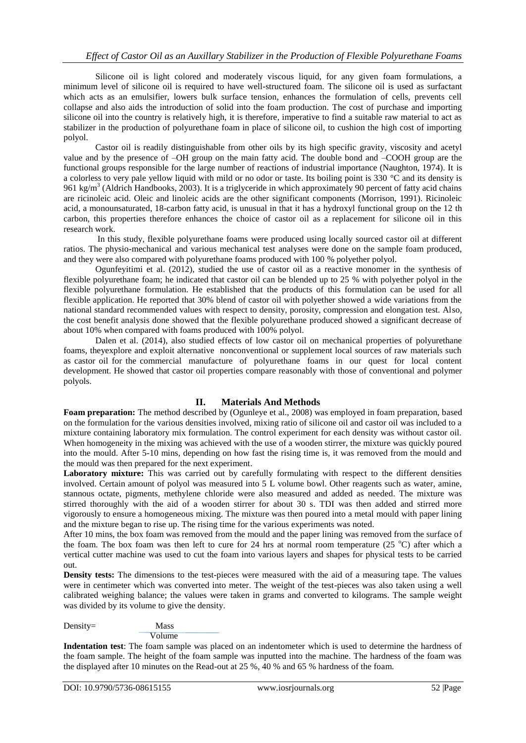Silicone oil is light colored and moderately viscous liquid, for any given foam formulations, a minimum level of silicone oil is required to have well-structured foam. The silicone oil is used as surfactant which acts as an emulsifier, lowers bulk surface tension, enhances the formulation of cells, prevents cell collapse and also aids the introduction of solid into the foam production. The cost of purchase and importing silicone oil into the country is relatively high, it is therefore, imperative to find a suitable raw material to act as stabilizer in the production of polyurethane foam in place of silicone oil, to cushion the high cost of importing polyol.

Castor oil is readily distinguishable from other oils by its high specific gravity, viscosity and acetyl value and by the presence of –OH group on the main fatty acid. The double bond and –COOH group are the functional groups responsible for the large number of reactions of industrial importance (Naughton, 1974). It is a colorless to very pale yellow liquid with mild or no odor or taste. Its boiling point is 330 °C and its density is 961 kg/m$^3$ (Aldrich Handbooks, 2003). It is a triglyceride in which approximately 90 percent of fatty acid chains are ricinoleic acid. Oleic and linoleic acids are the other significant components (Morrison, 1991). Ricinoleic acid, a monounsaturated, 18-carbon fatty acid, is unusual in that it has a hydroxyl functional group on the 12 th carbon, this properties therefore enhances the choice of castor oil as a replacement for silicone oil in this research work.

In this study, flexible polyurethane foams were produced using locally sourced castor oil at different ratios. The physio-mechanical and various mechanical test analyses were done on the sample foam produced, and they were also compared with polyurethane foams produced with 100 % polyether polyol.

Ogunfeyitimi et al. (2012), studied the use of castor oil as a reactive monomer in the synthesis of flexible polyurethane foam; he indicated that castor oil can be blended up to 25 % with polyether polyol in the flexible polyurethane formulation. He established that the products of this formulation can be used for all flexible application. He reported that 30% blend of castor oil with polyether showed a wide variations from the national standard recommended values with respect to density, porosity, compression and elongation test. Also, the cost benefit analysis done showed that the flexible polyurethane produced showed a significant decrease of about 10% when compared with foams produced with 100% polyol.

Dalen et al. (2014), also studied effects of low castor oil on mechanical properties of polyurethane foams, theyexplore and exploit alternative nonconventional or supplement local sources of raw materials such as castor oil for the commercial manufacture of polyurethane foams in our quest for local content development. He showed that castor oil properties compare reasonably with those of conventional and polymer polyols.

## II. Materials And Methods

**Foam preparation:** The method described by (Ogunleye et al., 2008) was employed in foam preparation, based on the formulation for the various densities involved, mixing ratio of silicone oil and castor oil was included to a mixture containing laboratory mix formulation. The control experiment for each density was without castor oil. When homogeneity in the mixing was achieved with the use of a wooden stirrer, the mixture was quickly poured into the mould. After 5-10 mins, depending on how fast the rising time is, it was removed from the mould and the mould was then prepared for the next experiment.

**Laboratory mixture:** This was carried out by carefully formulating with respect to the different densities involved. Certain amount of polyol was measured into 5 L volume bowl. Other reagents such as water, amine, stannous octate, pigments, methylene chloride were also measured and added as needed. The mixture was stirred thoroughly with the aid of a wooden stirrer for about 30 s. TDI was then added and stirred more vigorously to ensure a homogeneous mixing. The mixture was then poured into a metal mould with paper lining and the mixture began to rise up. The rising time for the various experiments was noted.

After 10 mins, the box foam was removed from the mould and the paper lining was removed from the surface of the foam. The box foam was then left to cure for 24 hrs at normal room temperature (25 °C) after which a vertical cutter machine was used to cut the foam into various layers and shapes for physical tests to be carried out.

**Density tests:** The dimensions to the test-pieces were measured with the aid of a measuring tape. The values were in centimeter which was converted into meter. The weight of the test-pieces was also taken using a well calibrated weighing balance; the values were taken in grams and converted to kilograms. The sample weight was divided by its volume to give the density.

$$\text{Density} = \frac{\text{Mass}}{\text{Volume}}$$

**Indentation test**: The foam sample was placed on an indentometer which is used to determine the hardness of the foam sample. The height of the foam sample was inputted into the machine. The hardness of the foam was the displayed after 10 minutes on the Read-out at 25 %, 40 % and 65 % hardness of the foam.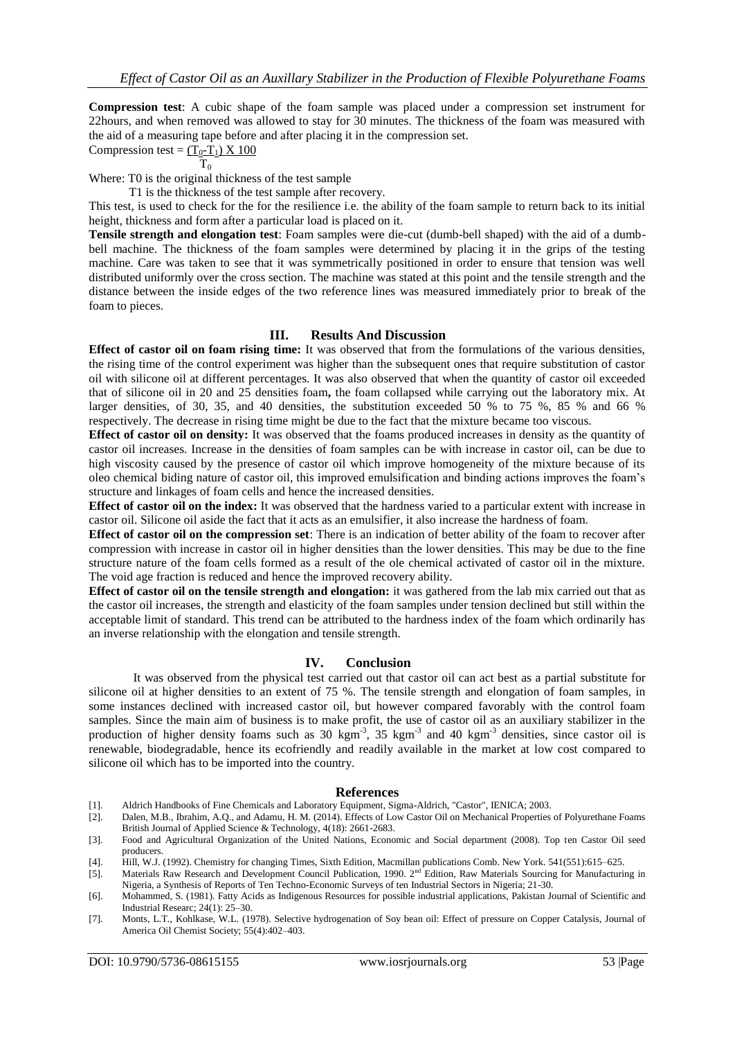**Compression test**: A cubic shape of the foam sample was placed under a compression set instrument for 22hours, and when removed was allowed to stay for 30 minutes. The thickness of the foam was measured with the aid of a measuring tape before and after placing it in the compression set.

$$\text{Compression test} = \frac{(T_0 - T_1) \times 100}{T_0}$$

Where: T0 is the original thickness of the test sample

T1 is the thickness of the test sample after recovery.

This test, is used to check for the for the resilience i.e. the ability of the foam sample to return back to its initial height, thickness and form after a particular load is placed on it.

**Tensile strength and elongation test**: Foam samples were die-cut (dumb-bell shaped) with the aid of a dumb-bell machine. The thickness of the foam samples were determined by placing it in the grips of the testing machine. Care was taken to see that it was symmetrically positioned in order to ensure that tension was well distributed uniformly over the cross section. The machine was stated at this point and the tensile strength and the distance between the inside edges of the two reference lines was measured immediately prior to break of the foam to pieces.

## III. Results And Discussion

**Effect of castor oil on foam rising time:** It was observed that from the formulations of the various densities, the rising time of the control experiment was higher than the subsequent ones that require substitution of castor oil with silicone oil at different percentages. It was also observed that when the quantity of castor oil exceeded that of silicone oil in 20 and 25 densities foam**,** the foam collapsed while carrying out the laboratory mix. At larger densities, of 30, 35, and 40 densities, the substitution exceeded 50 % to 75 %, 85 % and 66 % respectively. The decrease in rising time might be due to the fact that the mixture became too viscous.

**Effect of castor oil on density:** It was observed that the foams produced increases in density as the quantity of castor oil increases. Increase in the densities of foam samples can be with increase in castor oil, can be due to high viscosity caused by the presence of castor oil which improve homogeneity of the mixture because of its oleo chemical biding nature of castor oil, this improved emulsification and binding actions improves the foam's structure and linkages of foam cells and hence the increased densities.

**Effect of castor oil on the index:** It was observed that the hardness varied to a particular extent with increase in castor oil. Silicone oil aside the fact that it acts as an emulsifier, it also increase the hardness of foam.

**Effect of castor oil on the compression set**: There is an indication of better ability of the foam to recover after compression with increase in castor oil in higher densities than the lower densities. This may be due to the fine structure nature of the foam cells formed as a result of the ole chemical activated of castor oil in the mixture. The void age fraction is reduced and hence the improved recovery ability.

**Effect of castor oil on the tensile strength and elongation:** it was gathered from the lab mix carried out that as the castor oil increases, the strength and elasticity of the foam samples under tension declined but still within the acceptable limit of standard. This trend can be attributed to the hardness index of the foam which ordinarily has an inverse relationship with the elongation and tensile strength.

## IV. Conclusion

It was observed from the physical test carried out that castor oil can act best as a partial substitute for silicone oil at higher densities to an extent of 75 %. The tensile strength and elongation of foam samples, in some instances declined with increased castor oil, but however compared favorably with the control foam samples. Since the main aim of business is to make profit, the use of castor oil as an auxiliary stabilizer in the production of higher density foams such as 30 $kgm^{-3}$, 35 $kgm^{-3}$ and 40 $kgm^{-3}$ densities, since castor oil is renewable, biodegradable, hence its ecofriendly and readily available in the market at low cost compared to silicone oil which has to be imported into the country.

## References

[1]. Aldrich Handbooks of Fine Chemicals and Laboratory Equipment, Sigma-Aldrich, "Castor", IENICA; 2003.

[2]. Dalen, M.B., Ibrahim, A.Q., and Adamu, H. M. (2014). Effects of Low Castor Oil on Mechanical Properties of Polyurethane Foams British Journal of Applied Science & Technology, 4(18): 2661-2683.

[3]. Food and Agricultural Organization of the United Nations, Economic and Social department (2008). Top ten Castor Oil seed producers.

[4]. Hill, W.J. (1992). Chemistry for changing Times, Sixth Edition, Macmillan publications Comb. New York. 541(551):615–625.

[5]. Materials Raw Research and Development Council Publication, 1990. 2nd Edition, Raw Materials Sourcing for Manufacturing in Nigeria, a Synthesis of Reports of Ten Techno-Economic Surveys of ten Industrial Sectors in Nigeria; 21-30.

[6]. Mohammed, S. (1981). Fatty Acids as Indigenous Resources for possible industrial applications, Pakistan Journal of Scientific and Industrial Researc; 24(1): 25–30.

[7]. Monts, L.T., Kohlkase, W.L. (1978). Selective hydrogenation of Soy bean oil: Effect of pressure on Copper Catalysis, Journal of America Oil Chemist Society; 55(4):402–403.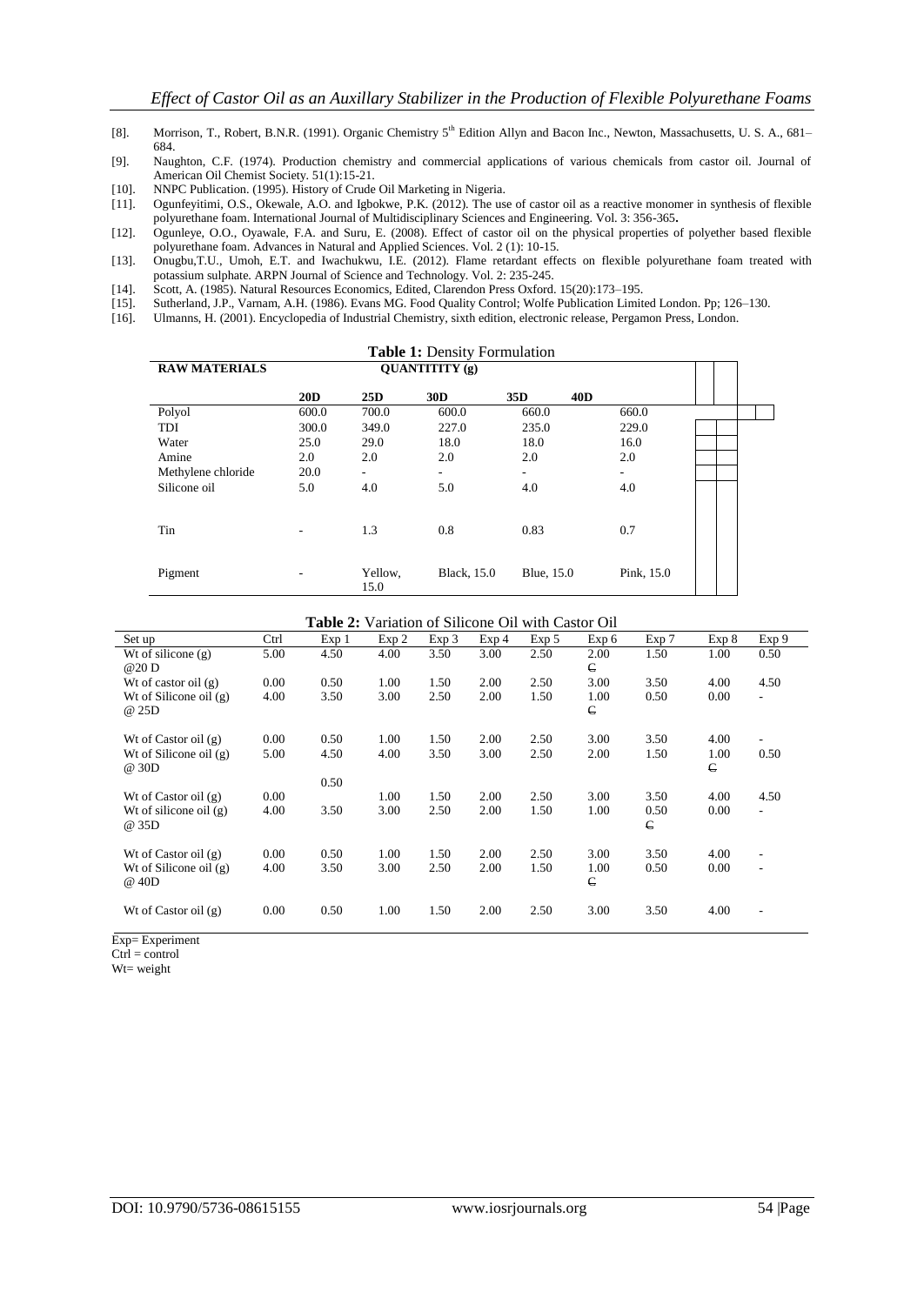[8]. Morrison, T., Robert, B.N.R. (1991). Organic Chemistry 5th Edition Allyn and Bacon Inc., Newton, Massachusetts, U. S. A., 681–684.

[9]. Naughton, C.F. (1974). Production chemistry and commercial applications of various chemicals from castor oil. Journal of American Oil Chemist Society. 51(1):15-21.

[10]. NNPC Publication. (1995). History of Crude Oil Marketing in Nigeria.

[11]. Ogunfeyitimi, O.S., Okewale, A.O. and Igbokwe, P.K. (2012). The use of castor oil as a reactive monomer in synthesis of flexible polyurethane foam. International Journal of Multidisciplinary Sciences and Engineering. Vol. 3: 356-365.

[12]. Ogunleye, O.O., Oyawale, F.A. and Suru, E. (2008). Effect of castor oil on the physical properties of polyether based flexible polyurethane foam. Advances in Natural and Applied Sciences. Vol. 2 (1): 10-15.

[13]. Onugbu,T.U., Umoh, E.T. and Iwachukwu, I.E. (2012). Flame retardant effects on flexible polyurethane foam treated with potassium sulphate. ARPN Journal of Science and Technology. Vol. 2: 235-245.

[14]. Scott, A. (1985). Natural Resources Economics, Edited, Clarendon Press Oxford. 15(20):173–195.

[15]. Sutherland, J.P., Varnam, A.H. (1986). Evans MG. Food Quality Control; Wolfe Publication Limited London. Pp; 126–130.

[16]. Ulmanns, H. (2001). Encyclopedia of Industrial Chemistry, sixth edition, electronic release, Pergamon Press, London.

**Table 1:** Density Formulation

| RAW MATERIALS | QUANTITITY (g) | | | | |
|---|---|---|---|---|---|
| | **20D** | **25D** | **30D** | **35D** | **40D** |
| Polyol | 600.0 | 700.0 | 600.0 | 660.0 | 660.0 |
| TDI | 300.0 | 349.0 | 227.0 | 235.0 | 229.0 |
| Water | 25.0 | 29.0 | 18.0 | 18.0 | 16.0 |
| Amine | 2.0 | 2.0 | 2.0 | 2.0 | 2.0 |
| Methylene chloride | 20.0 | - | - | - | - |
| Silicone oil | 5.0 | 4.0 | 5.0 | 4.0 | 4.0 |
| Tin | - | 1.3 | 0.8 | 0.83 | 0.7 |
| Pigment | - | Yellow, 15.0 | Black, 15.0 | Blue, 15.0 | Pink, 15.0 |

**Table 2:** Variation of Silicone Oil with Castor Oil

| Set up | Ctrl | Exp 1 | Exp 2 | Exp 3 | Exp 4 | Exp 5 | Exp 6 | Exp 7 | Exp 8 | Exp 9 |
|---|---|---|---|---|---|---|---|---|---|---|
| Wt of silicone (g) @20 D | 5.00 | 4.50 | 4.00 | 3.50 | 3.00 | 2.50 | 2.00 C | 1.50 | 1.00 | 0.50 |
| Wt of castor oil (g) | 0.00 | 0.50 | 1.00 | 1.50 | 2.00 | 2.50 | 3.00 | 3.50 | 4.00 | 4.50 |
| Wt of Silicone oil (g) @ 25D | 4.00 | 3.50 | 3.00 | 2.50 | 2.00 | 1.50 | 1.00 C | 0.50 | 0.00 | - |
| Wt of Castor oil (g) | 0.00 | 0.50 | 1.00 | 1.50 | 2.00 | 2.50 | 3.00 | 3.50 | 4.00 | - |
| Wt of Silicone oil (g) @ 30D | 5.00 | 4.50 | 4.00 | 3.50 | 3.00 | 2.50 | 2.00 | 1.50 | 1.00 C | 0.50 |
| Wt of Castor oil (g) | 0.00 | 0.50 | 1.00 | 1.50 | 2.00 | 2.50 | 3.00 | 3.50 | 4.00 | 4.50 |
| Wt of silicone oil (g) @ 35D | 4.00 | 3.50 | 3.00 | 2.50 | 2.00 | 1.50 | 1.00 | 0.50 C | 0.00 | - |
| Wt of Castor oil (g) | 0.00 | 0.50 | 1.00 | 1.50 | 2.00 | 2.50 | 3.00 | 3.50 | 4.00 | - |
| Wt of Silicone oil (g) @ 40D | 4.00 | 3.50 | 3.00 | 2.50 | 2.00 | 1.50 | 1.00 C | 0.50 | 0.00 | - |
| Wt of Castor oil (g) | 0.00 | 0.50 | 1.00 | 1.50 | 2.00 | 2.50 | 3.00 | 3.50 | 4.00 | - |

Exp= Experiment
Ctrl = control
Wt= weight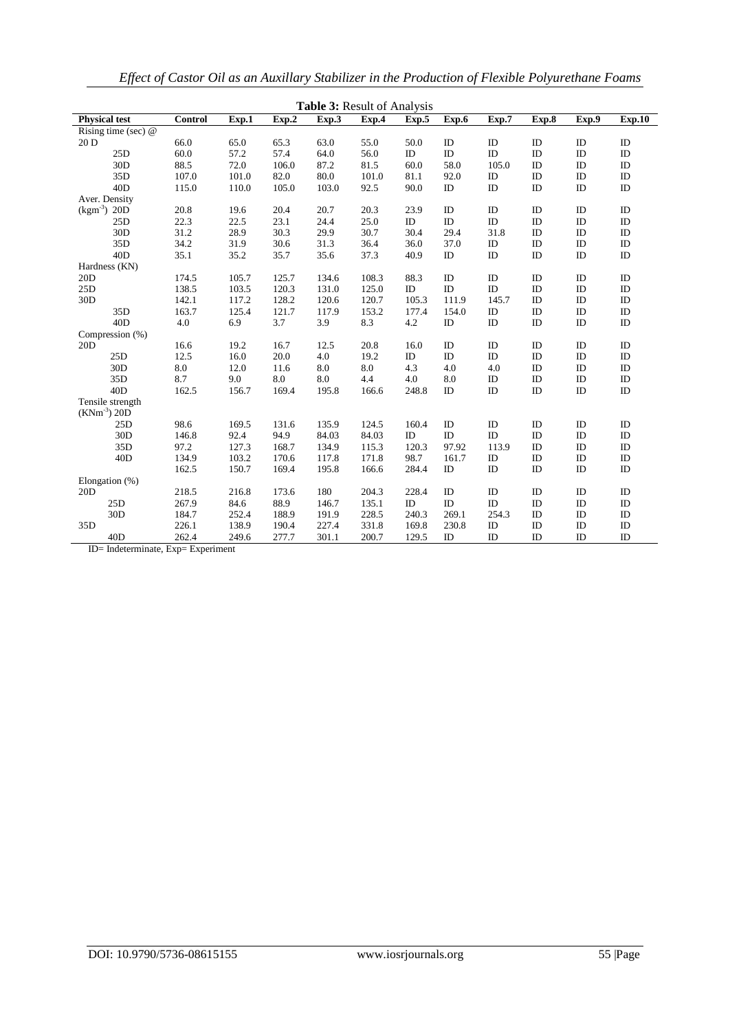**Table 3:** Result of Analysis

| Physical test | Control | Exp.1 | Exp.2 | Exp.3 | Exp.4 | Exp.5 | Exp.6 | Exp.7 | Exp.8 | Exp.9 | Exp.10 |
|---|---|---|---|---|---|---|---|---|---|---|---|
| Rising time (sec) @ | | | | | | | | | | | |
| 20 D | 66.0 | 65.0 | 65.3 | 63.0 | 55.0 | 50.0 | ID | ID | ID | ID | ID |
| 25D | 60.0 | 57.2 | 57.4 | 64.0 | 56.0 | ID | ID | ID | ID | ID | ID |
| 30D | 88.5 | 72.0 | 106.0 | 87.2 | 81.5 | 60.0 | 58.0 | 105.0 | ID | ID | ID |
| 35D | 107.0 | 101.0 | 82.0 | 80.0 | 101.0 | 81.1 | 92.0 | ID | ID | ID | ID |
| 40D | 115.0 | 110.0 | 105.0 | 103.0 | 92.5 | 90.0 | ID | ID | ID | ID | ID |
| Aver. Density | | | | | | | | | | | |
| ($kgm^{-3}$) 20D | 20.8 | 19.6 | 20.4 | 20.7 | 20.3 | 23.9 | ID | ID | ID | ID | ID |
| 25D | 22.3 | 22.5 | 23.1 | 24.4 | 25.0 | ID | ID | ID | ID | ID | ID |
| 30D | 31.2 | 28.9 | 30.3 | 29.9 | 30.7 | 30.4 | 29.4 | 31.8 | ID | ID | ID |
| 35D | 34.2 | 31.9 | 30.6 | 31.3 | 36.4 | 36.0 | 37.0 | ID | ID | ID | ID |
| 40D | 35.1 | 35.2 | 35.7 | 35.6 | 37.3 | 40.9 | ID | ID | ID | ID | ID |
| Hardness (KN) | | | | | | | | | | | |
| 20D | 174.5 | 105.7 | 125.7 | 134.6 | 108.3 | 88.3 | ID | ID | ID | ID | ID |
| 25D | 138.5 | 103.5 | 120.3 | 131.0 | 125.0 | ID | ID | ID | ID | ID | ID |
| 30D | 142.1 | 117.2 | 128.2 | 120.6 | 120.7 | 105.3 | 111.9 | 145.7 | ID | ID | ID |
| 35D | 163.7 | 125.4 | 121.7 | 117.9 | 153.2 | 177.4 | 154.0 | ID | ID | ID | ID |
| 40D | 4.0 | 6.9 | 3.7 | 3.9 | 8.3 | 4.2 | ID | ID | ID | ID | ID |
| Compression (%) | | | | | | | | | | | |
| 20D | 16.6 | 19.2 | 16.7 | 12.5 | 20.8 | 16.0 | ID | ID | ID | ID | ID |
| 25D | 12.5 | 16.0 | 20.0 | 4.0 | 19.2 | ID | ID | ID | ID | ID | ID |
| 30D | 8.0 | 12.0 | 11.6 | 8.0 | 8.0 | 4.3 | 4.0 | 4.0 | ID | ID | ID |
| 35D | 8.7 | 9.0 | 8.0 | 8.0 | 4.4 | 4.0 | 8.0 | ID | ID | ID | ID |
| 40D | 162.5 | 156.7 | 169.4 | 195.8 | 166.6 | 248.8 | ID | ID | ID | ID | ID |
| Tensile strength ($KNm^{-3}$) 20D | | | | | | | | | | | |
| 25D | 98.6 | 169.5 | 131.6 | 135.9 | 124.5 | 160.4 | ID | ID | ID | ID | ID |
| 30D | 146.8 | 92.4 | 94.9 | 84.03 | 84.03 | ID | ID | ID | ID | ID | ID |
| 35D | 97.2 | 127.3 | 168.7 | 134.9 | 115.3 | 120.3 | 97.92 | 113.9 | ID | ID | ID |
| 40D | 134.9 | 103.2 | 170.6 | 117.8 | 171.8 | 98.7 | 161.7 | ID | ID | ID | ID |
| | 162.5 | 150.7 | 169.4 | 195.8 | 166.6 | 284.4 | ID | ID | ID | ID | ID |
| Elongation (%) | | | | | | | | | | | |
| 20D | 218.5 | 216.8 | 173.6 | 180 | 204.3 | 228.4 | ID | ID | ID | ID | ID |
| 25D | 267.9 | 84.6 | 88.9 | 146.7 | 135.1 | ID | ID | ID | ID | ID | ID |
| 30D | 184.7 | 252.4 | 188.9 | 191.9 | 228.5 | 240.3 | 269.1 | 254.3 | ID | ID | ID |
| 35D | 226.1 | 138.9 | 190.4 | 227.4 | 331.8 | 169.8 | 230.8 | ID | ID | ID | ID |
| 40D | 262.4 | 249.6 | 277.7 | 301.1 | 200.7 | 129.5 | ID | ID | ID | ID | ID |

ID= Indeterminate, Exp= Experiment